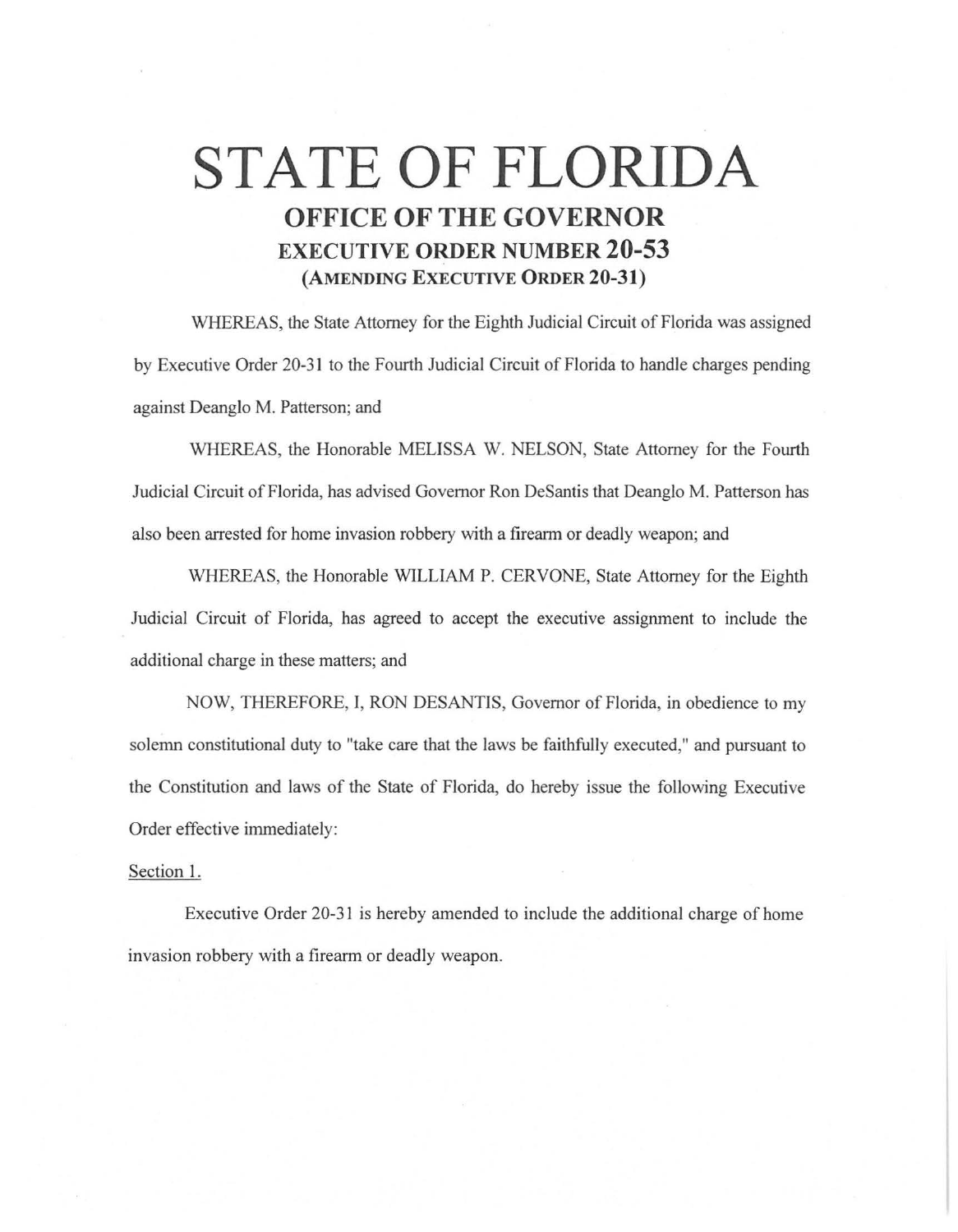# STATE OF FLORIDA

## OFFICE OF THE GOVERNOR

### EXECUTIVE ORDER NUMBER 20-53

### (AMENDING EXECUTIVE ORDER 20-31)

WHEREAS, the State Attorney for the Eighth Judicial Circuit of Florida was assigned by Executive Order 20-31 to the Fourth Judicial Circuit of Florida to handle charges pending against Deanglo M. Patterson; and

WHEREAS, the Honorable MELISSA W. NELSON, State Attorney for the Fourth Judicial Circuit of Florida, has advised Governor Ron DeSantis that Deanglo M. Patterson has also been arrested for home invasion robbery with a firearm or deadly weapon; and

WHEREAS, the Honorable WILLIAM P. CERVONE, State Attorney for the Eighth Judicial Circuit of Florida, has agreed to accept the executive assignment to include the additional charge in these matters; and

NOW, THEREFORE, I, RON DESANTIS, Governor of Florida, in obedience to my solemn constitutional duty to "take care that the laws be faithfully executed," and pursuant to the Constitution and laws of the State of Florida, do hereby issue the following Executive Order effective immediately:

Section 1.

Executive Order 20-31 is hereby amended to include the additional charge of home invasion robbery with a firearm or deadly weapon.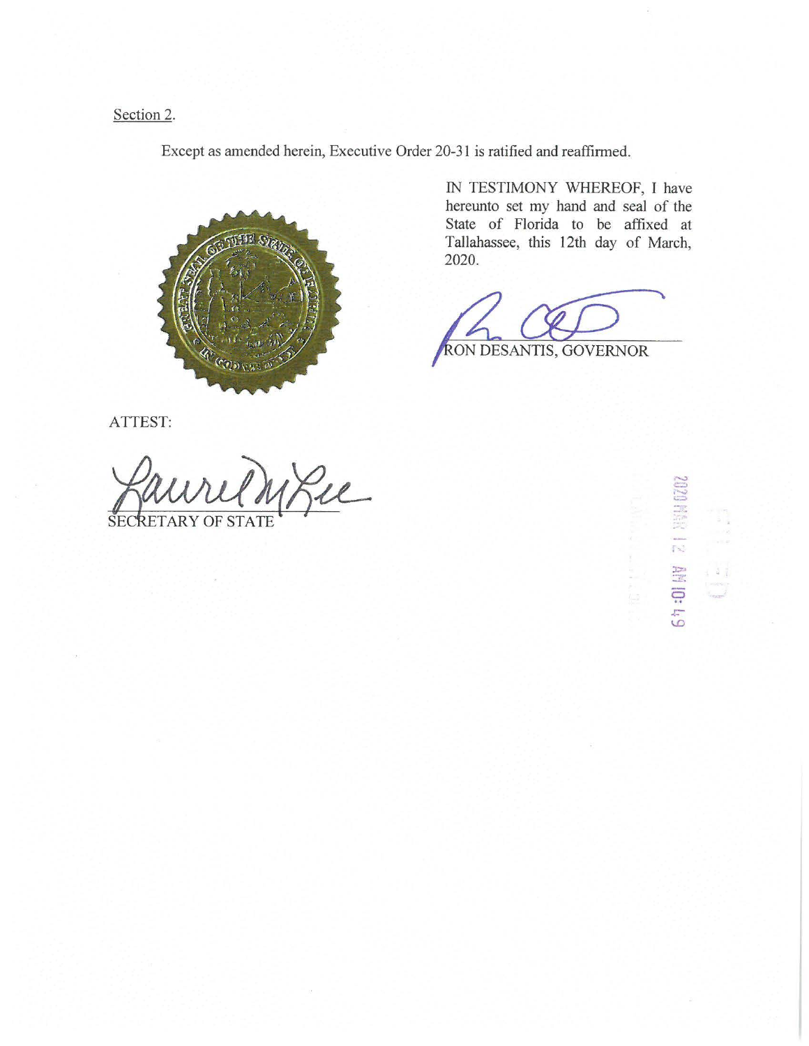Section 2.

Except as amended herein, Executive Order 20-31 is ratified and reaffirmed.

IN TESTIMONY WHEREOF, I have hereunto set my hand and seal of the State of Florida to be affixed at Tallahassee, this 12th day of March, 2020.

RON DESANTIS, GOVERNOR

ATTEST:

SECRETARY OF STATE

2020 MAR 12 AM 10:49

FILED